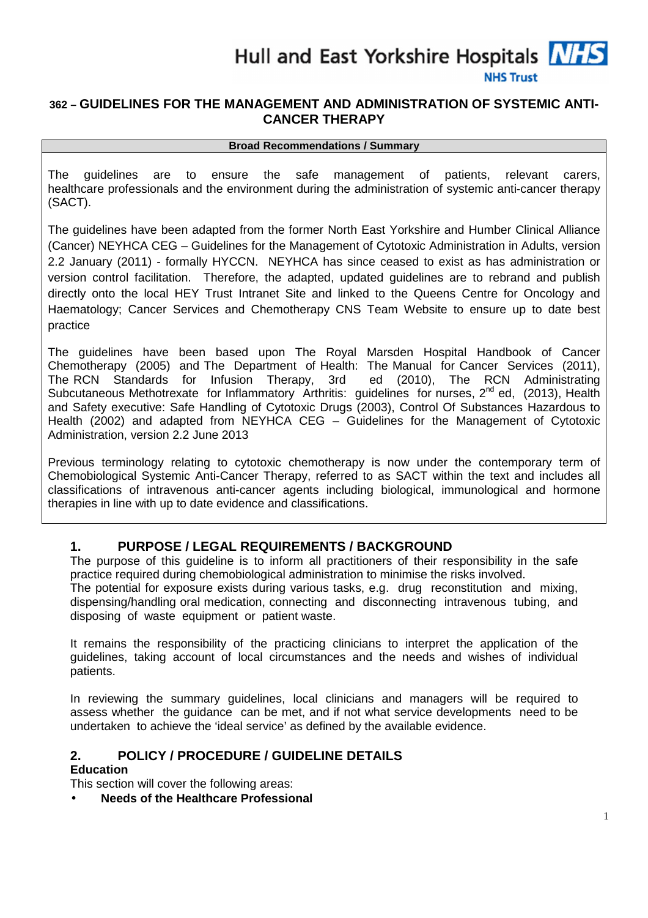Hull and East Yorkshire Hospitals NHS Trust

# 362 – GUIDELINES FOR THE MANAGEMENT AND ADMINISTRATION OF SYSTEMIC ANTI-CANCER THERAPY

**Broad Recommendations / Summary**

The guidelines are to ensure the safe management of patients, relevant carers, healthcare professionals and the environment during the administration of systemic anti-cancer therapy (SACT).

The guidelines have been adapted from the former North East Yorkshire and Humber Clinical Alliance (Cancer) NEYHCA CEG – Guidelines for the Management of Cytotoxic Administration in Adults, version 2.2 January (2011) - formally HYCCN. NEYHCA has since ceased to exist as has administration or version control facilitation. Therefore, the adapted, updated guidelines are to rebrand and publish directly onto the local HEY Trust Intranet Site and linked to the Queens Centre for Oncology and Haematology; Cancer Services and Chemotherapy CNS Team Website to ensure up to date best practice

The guidelines have been based upon The Royal Marsden Hospital Handbook of Cancer Chemotherapy (2005) and The Department of Health: The Manual for Cancer Services (2011), The RCN Standards for Infusion Therapy, 3rd ed (2010), The RCN Administrating Subcutaneous Methotrexate for Inflammatory Arthritis: guidelines for nurses, 2nd ed, (2013), Health and Safety executive: Safe Handling of Cytotoxic Drugs (2003), Control Of Substances Hazardous to Health (2002) and adapted from NEYHCA CEG – Guidelines for the Management of Cytotoxic Administration, version 2.2 June 2013

Previous terminology relating to cytotoxic chemotherapy is now under the contemporary term of Chemobiological Systemic Anti-Cancer Therapy, referred to as SACT within the text and includes all classifications of intravenous anti-cancer agents including biological, immunological and hormone therapies in line with up to date evidence and classifications.

## 1. PURPOSE / LEGAL REQUIREMENTS / BACKGROUND

The purpose of this guideline is to inform all practitioners of their responsibility in the safe practice required during chemobiological administration to minimise the risks involved.
The potential for exposure exists during various tasks, e.g. drug reconstitution and mixing, dispensing/handling oral medication, connecting and disconnecting intravenous tubing, and disposing of waste equipment or patient waste.

It remains the responsibility of the practicing clinicians to interpret the application of the guidelines, taking account of local circumstances and the needs and wishes of individual patients.

In reviewing the summary guidelines, local clinicians and managers will be required to assess whether the guidance can be met, and if not what service developments need to be undertaken to achieve the 'ideal service' as defined by the available evidence.

## 2. POLICY / PROCEDURE / GUIDELINE DETAILS

**Education**

This section will cover the following areas:

- **Needs of the Healthcare Professional**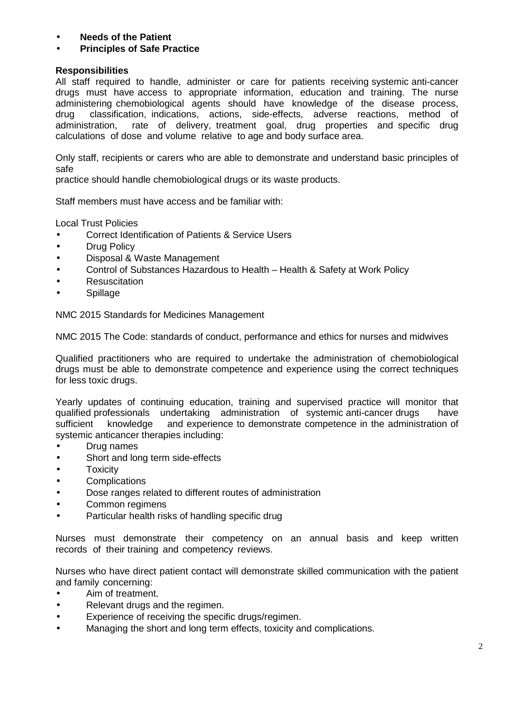- **Needs of the Patient**
- **Principles of Safe Practice**

**Responsibilities**

All staff required to handle, administer or care for patients receiving systemic anti-cancer drugs must have access to appropriate information, education and training. The nurse administering chemobiological agents should have knowledge of the disease process, drug classification, indications, actions, side-effects, adverse reactions, method of administration, rate of delivery, treatment goal, drug properties and specific drug calculations of dose and volume relative to age and body surface area.

Only staff, recipients or carers who are able to demonstrate and understand basic principles of safe practice should handle chemobiological drugs or its waste products.

Staff members must have access and be familiar with:

Local Trust Policies

- Correct Identification of Patients & Service Users
- Drug Policy
- Disposal & Waste Management
- Control of Substances Hazardous to Health – Health & Safety at Work Policy
- Resuscitation
- Spillage

NMC 2015 Standards for Medicines Management

NMC 2015 The Code: standards of conduct, performance and ethics for nurses and midwives

Qualified practitioners who are required to undertake the administration of chemobiological drugs must be able to demonstrate competence and experience using the correct techniques for less toxic drugs.

Yearly updates of continuing education, training and supervised practice will monitor that qualified professionals undertaking administration of systemic anti-cancer drugs have sufficient knowledge and experience to demonstrate competence in the administration of systemic anticancer therapies including:

- Drug names
- Short and long term side-effects
- Toxicity
- Complications
- Dose ranges related to different routes of administration
- Common regimens
- Particular health risks of handling specific drug

Nurses must demonstrate their competency on an annual basis and keep written records of their training and competency reviews.

Nurses who have direct patient contact will demonstrate skilled communication with the patient and family concerning:

- Aim of treatment.
- Relevant drugs and the regimen.
- Experience of receiving the specific drugs/regimen.
- Managing the short and long term effects, toxicity and complications.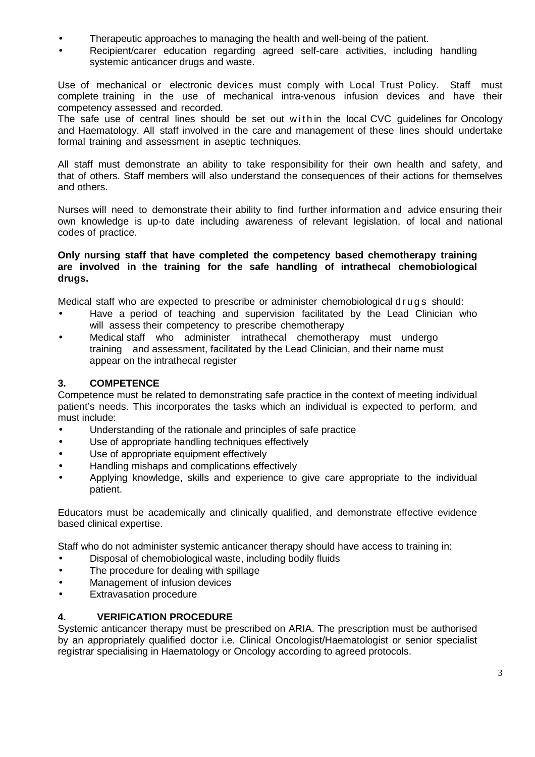- Therapeutic approaches to managing the health and well-being of the patient.
- Recipient/carer education regarding agreed self-care activities, including handling systemic anticancer drugs and waste.

Use of mechanical or electronic devices must comply with Local Trust Policy. Staff must complete training in the use of mechanical intra-venous infusion devices and have their competency assessed and recorded.
The safe use of central lines should be set out within the local CVC guidelines for Oncology and Haematology. All staff involved in the care and management of these lines should undertake formal training and assessment in aseptic techniques.

All staff must demonstrate an ability to take responsibility for their own health and safety, and that of others. Staff members will also understand the consequences of their actions for themselves and others.

Nurses will need to demonstrate their ability to find further information and advice ensuring their own knowledge is up-to date including awareness of relevant legislation, of local and national codes of practice.

**Only nursing staff that have completed the competency based chemotherapy training are involved in the training for the safe handling of intrathecal chemobiological drugs.**

Medical staff who are expected to prescribe or administer chemobiological drugs should:

- Have a period of teaching and supervision facilitated by the Lead Clinician who will assess their competency to prescribe chemotherapy
- Medical staff who administer intrathecal chemotherapy must undergo training and assessment, facilitated by the Lead Clinician, and their name must appear on the intrathecal register

## 3. COMPETENCE

Competence must be related to demonstrating safe practice in the context of meeting individual patient's needs. This incorporates the tasks which an individual is expected to perform, and must include:

- Understanding of the rationale and principles of safe practice
- Use of appropriate handling techniques effectively
- Use of appropriate equipment effectively
- Handling mishaps and complications effectively
- Applying knowledge, skills and experience to give care appropriate to the individual patient.

Educators must be academically and clinically qualified, and demonstrate effective evidence based clinical expertise.

Staff who do not administer systemic anticancer therapy should have access to training in:

- Disposal of chemobiological waste, including bodily fluids
- The procedure for dealing with spillage
- Management of infusion devices
- Extravasation procedure

## 4. VERIFICATION PROCEDURE

Systemic anticancer therapy must be prescribed on ARIA. The prescription must be authorised by an appropriately qualified doctor i.e. Clinical Oncologist/Haematologist or senior specialist registrar specialising in Haematology or Oncology according to agreed protocols.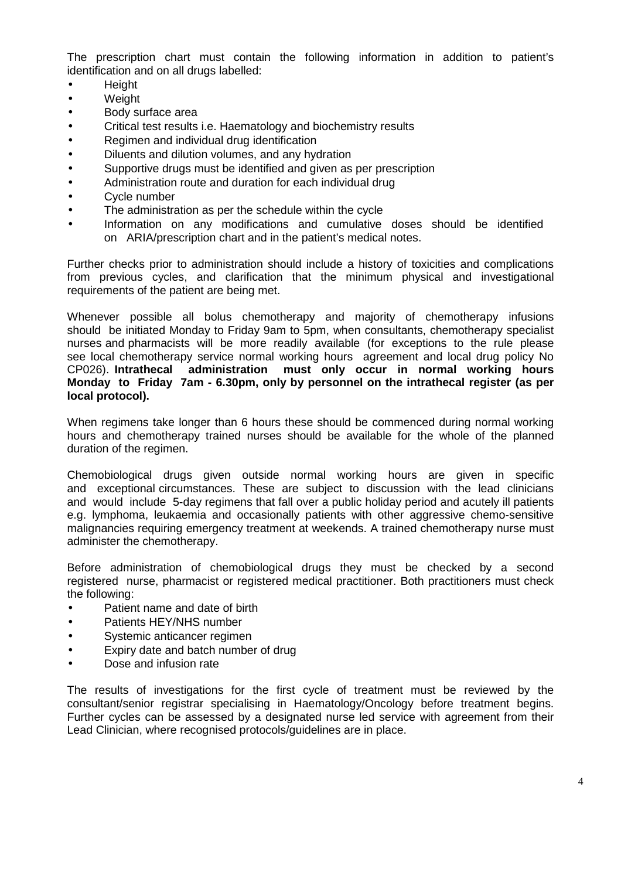The prescription chart must contain the following information in addition to patient's identification and on all drugs labelled:

- Height
- Weight
- Body surface area
- Critical test results i.e. Haematology and biochemistry results
- Regimen and individual drug identification
- Diluents and dilution volumes, and any hydration
- Supportive drugs must be identified and given as per prescription
- Administration route and duration for each individual drug
- Cycle number
- The administration as per the schedule within the cycle
- Information on any modifications and cumulative doses should be identified on ARIA/prescription chart and in the patient's medical notes.

Further checks prior to administration should include a history of toxicities and complications from previous cycles, and clarification that the minimum physical and investigational requirements of the patient are being met.

Whenever possible all bolus chemotherapy and majority of chemotherapy infusions should be initiated Monday to Friday 9am to 5pm, when consultants, chemotherapy specialist nurses and pharmacists will be more readily available (for exceptions to the rule please see local chemotherapy service normal working hours agreement and local drug policy No CP026). **Intrathecal administration must only occur in normal working hours Monday to Friday 7am - 6.30pm, only by personnel on the intrathecal register (as per local protocol).**

When regimens take longer than 6 hours these should be commenced during normal working hours and chemotherapy trained nurses should be available for the whole of the planned duration of the regimen.

Chemobiological drugs given outside normal working hours are given in specific and exceptional circumstances. These are subject to discussion with the lead clinicians and would include 5-day regimens that fall over a public holiday period and acutely ill patients e.g. lymphoma, leukaemia and occasionally patients with other aggressive chemo-sensitive malignancies requiring emergency treatment at weekends. A trained chemotherapy nurse must administer the chemotherapy.

Before administration of chemobiological drugs they must be checked by a second registered nurse, pharmacist or registered medical practitioner. Both practitioners must check the following:

- Patient name and date of birth
- Patients HEY/NHS number
- Systemic anticancer regimen
- Expiry date and batch number of drug
- Dose and infusion rate

The results of investigations for the first cycle of treatment must be reviewed by the consultant/senior registrar specialising in Haematology/Oncology before treatment begins. Further cycles can be assessed by a designated nurse led service with agreement from their Lead Clinician, where recognised protocols/guidelines are in place.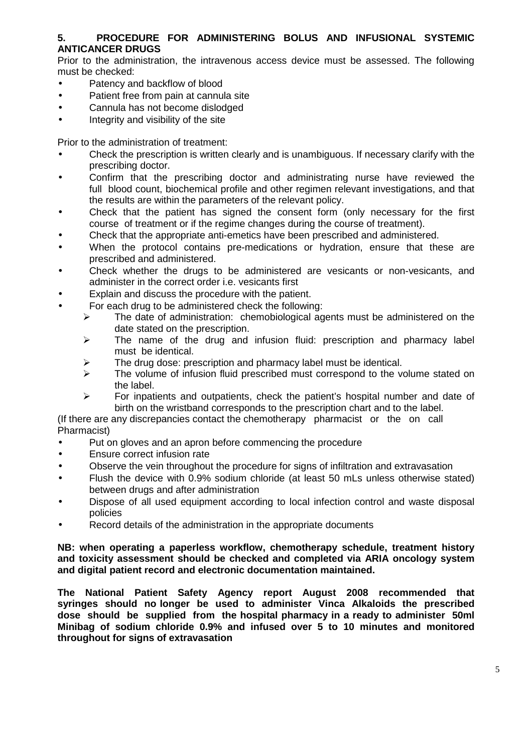## 5. PROCEDURE FOR ADMINISTERING BOLUS AND INFUSIONAL SYSTEMIC ANTICANCER DRUGS

Prior to the administration, the intravenous access device must be assessed. The following must be checked:

- Patency and backflow of blood
- Patient free from pain at cannula site
- Cannula has not become dislodged
- Integrity and visibility of the site

Prior to the administration of treatment:

- Check the prescription is written clearly and is unambiguous. If necessary clarify with the prescribing doctor.
- Confirm that the prescribing doctor and administrating nurse have reviewed the full blood count, biochemical profile and other regimen relevant investigations, and that the results are within the parameters of the relevant policy.
- Check that the patient has signed the consent form (only necessary for the first course of treatment or if the regime changes during the course of treatment).
- Check that the appropriate anti-emetics have been prescribed and administered.
- When the protocol contains pre-medications or hydration, ensure that these are prescribed and administered.
- Check whether the drugs to be administered are vesicants or non-vesicants, and administer in the correct order i.e. vesicants first
- Explain and discuss the procedure with the patient.
- For each drug to be administered check the following:
  - The date of administration: chemobiological agents must be administered on the date stated on the prescription.
  - The name of the drug and infusion fluid: prescription and pharmacy label must be identical.
  - The drug dose: prescription and pharmacy label must be identical.
  - The volume of infusion fluid prescribed must correspond to the volume stated on the label.
  - For inpatients and outpatients, check the patient's hospital number and date of birth on the wristband corresponds to the prescription chart and to the label.

(If there are any discrepancies contact the chemotherapy pharmacist or the on call Pharmacist)

- Put on gloves and an apron before commencing the procedure
- Ensure correct infusion rate
- Observe the vein throughout the procedure for signs of infiltration and extravasation
- Flush the device with 0.9% sodium chloride (at least 50 mLs unless otherwise stated) between drugs and after administration
- Dispose of all used equipment according to local infection control and waste disposal policies
- Record details of the administration in the appropriate documents

**NB: when operating a paperless workflow, chemotherapy schedule, treatment history and toxicity assessment should be checked and completed via ARIA oncology system and digital patient record and electronic documentation maintained.**

**The National Patient Safety Agency report August 2008 recommended that syringes should no longer be used to administer Vinca Alkaloids the prescribed dose should be supplied from the hospital pharmacy in a ready to administer 50ml Minibag of sodium chloride 0.9% and infused over 5 to 10 minutes and monitored throughout for signs of extravasation**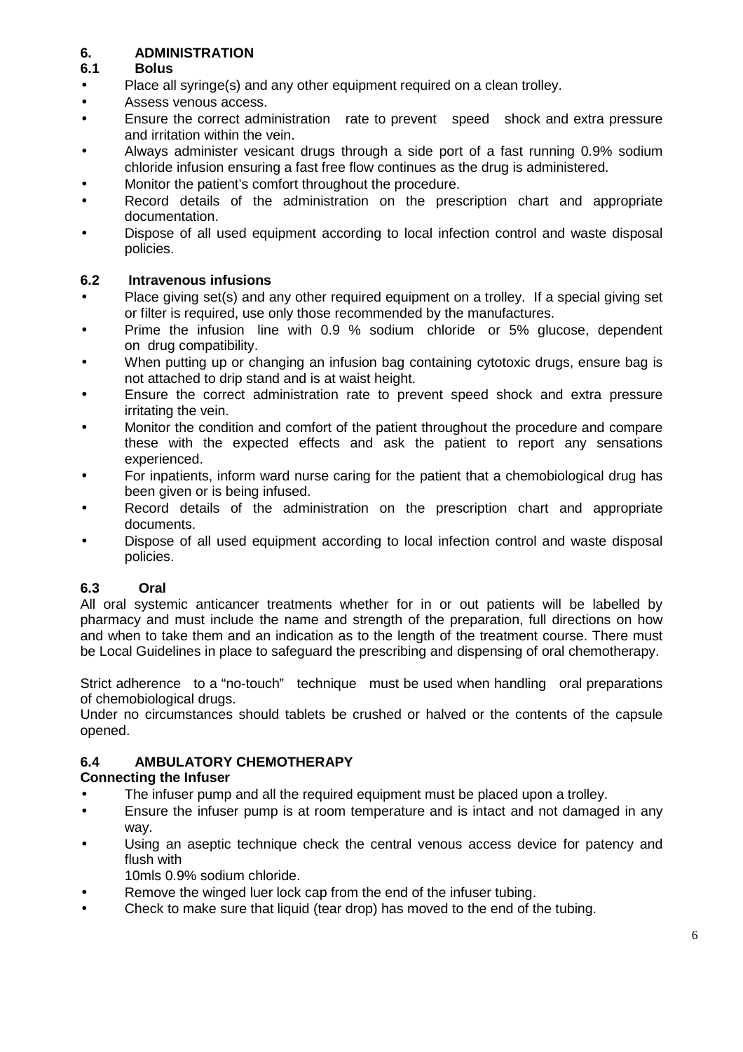# 6. ADMINISTRATION

## 6.1 Bolus

- Place all syringe(s) and any other equipment required on a clean trolley.
- Assess venous access.
- Ensure the correct administration rate to prevent speed shock and extra pressure and irritation within the vein.
- Always administer vesicant drugs through a side port of a fast running 0.9% sodium chloride infusion ensuring a fast free flow continues as the drug is administered.
- Monitor the patient's comfort throughout the procedure.
- Record details of the administration on the prescription chart and appropriate documentation.
- Dispose of all used equipment according to local infection control and waste disposal policies.

## 6.2 Intravenous infusions

- Place giving set(s) and any other required equipment on a trolley. If a special giving set or filter is required, use only those recommended by the manufactures.
- Prime the infusion line with 0.9 % sodium chloride or 5% glucose, dependent on drug compatibility.
- When putting up or changing an infusion bag containing cytotoxic drugs, ensure bag is not attached to drip stand and is at waist height.
- Ensure the correct administration rate to prevent speed shock and extra pressure irritating the vein.
- Monitor the condition and comfort of the patient throughout the procedure and compare these with the expected effects and ask the patient to report any sensations experienced.
- For inpatients, inform ward nurse caring for the patient that a chemobiological drug has been given or is being infused.
- Record details of the administration on the prescription chart and appropriate documents.
- Dispose of all used equipment according to local infection control and waste disposal policies.

## 6.3 Oral

All oral systemic anticancer treatments whether for in or out patients will be labelled by pharmacy and must include the name and strength of the preparation, full directions on how and when to take them and an indication as to the length of the treatment course. There must be Local Guidelines in place to safeguard the prescribing and dispensing of oral chemotherapy.

Strict adherence to a "no-touch" technique must be used when handling oral preparations of chemobiological drugs.

Under no circumstances should tablets be crushed or halved or the contents of the capsule opened.

## 6.4 AMBULATORY CHEMOTHERAPY

**Connecting the Infuser**

- The infuser pump and all the required equipment must be placed upon a trolley.
- Ensure the infuser pump is at room temperature and is intact and not damaged in any way.
- Using an aseptic technique check the central venous access device for patency and flush with 10mls 0.9% sodium chloride.
- Remove the winged luer lock cap from the end of the infuser tubing.
- Check to make sure that liquid (tear drop) has moved to the end of the tubing.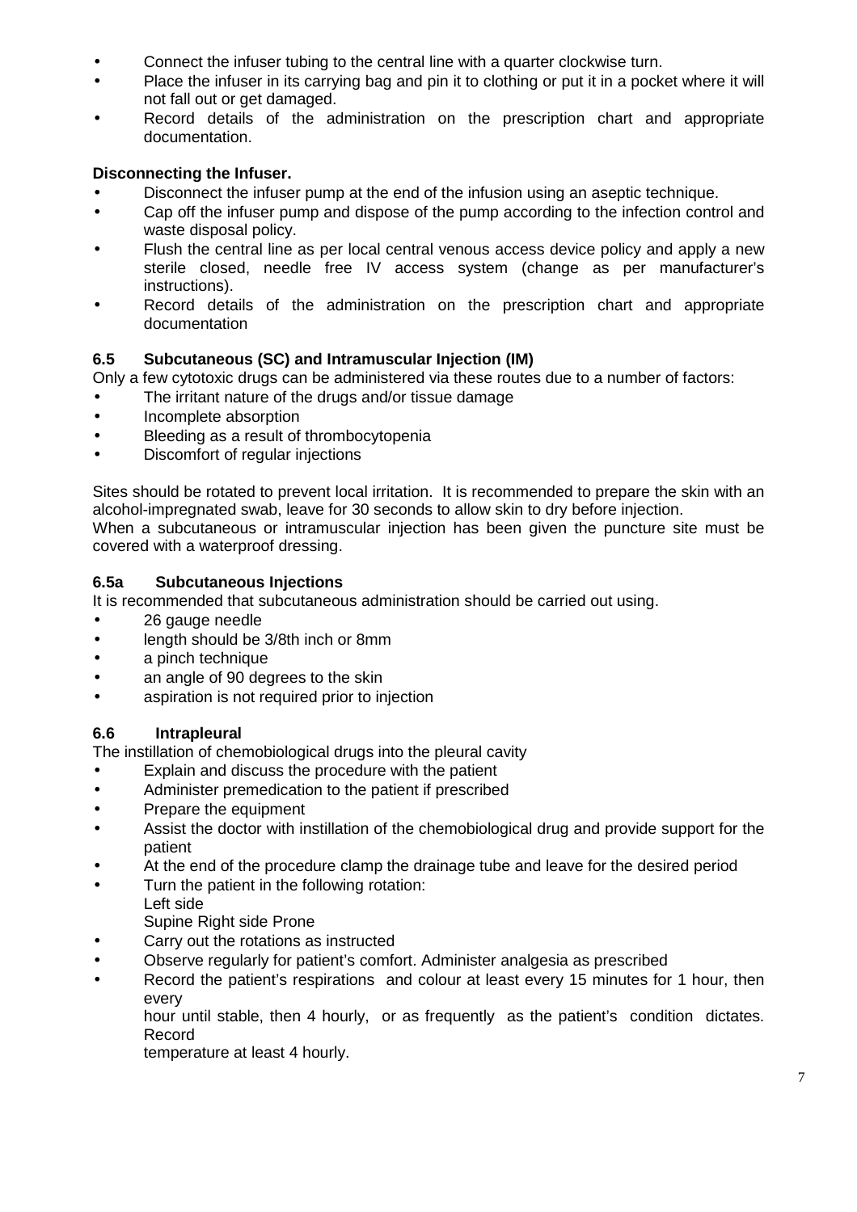- Connect the infuser tubing to the central line with a quarter clockwise turn.
- Place the infuser in its carrying bag and pin it to clothing or put it in a pocket where it will not fall out or get damaged.
- Record details of the administration on the prescription chart and appropriate documentation.

**Disconnecting the Infuser.**

- Disconnect the infuser pump at the end of the infusion using an aseptic technique.
- Cap off the infuser pump and dispose of the pump according to the infection control and waste disposal policy.
- Flush the central line as per local central venous access device policy and apply a new sterile closed, needle free IV access system (change as per manufacturer's instructions).
- Record details of the administration on the prescription chart and appropriate documentation

### 6.5 Subcutaneous (SC) and Intramuscular Injection (IM)

Only a few cytotoxic drugs can be administered via these routes due to a number of factors:

- The irritant nature of the drugs and/or tissue damage
- Incomplete absorption
- Bleeding as a result of thrombocytopenia
- Discomfort of regular injections

Sites should be rotated to prevent local irritation. It is recommended to prepare the skin with an alcohol-impregnated swab, leave for 30 seconds to allow skin to dry before injection.
When a subcutaneous or intramuscular injection has been given the puncture site must be covered with a waterproof dressing.

### 6.5a Subcutaneous Injections

It is recommended that subcutaneous administration should be carried out using.

- 26 gauge needle
- length should be 3/8th inch or 8mm
- a pinch technique
- an angle of 90 degrees to the skin
- aspiration is not required prior to injection

### 6.6 Intrapleural

The instillation of chemobiological drugs into the pleural cavity

- Explain and discuss the procedure with the patient
- Administer premedication to the patient if prescribed
- Prepare the equipment
- Assist the doctor with instillation of the chemobiological drug and provide support for the patient
- At the end of the procedure clamp the drainage tube and leave for the desired period
- Turn the patient in the following rotation:
  Left side
  Supine Right side Prone
- Carry out the rotations as instructed
- Observe regularly for patient's comfort. Administer analgesia as prescribed
- Record the patient's respirations and colour at least every 15 minutes for 1 hour, then every
  hour until stable, then 4 hourly, or as frequently as the patient's condition dictates. Record
  temperature at least 4 hourly.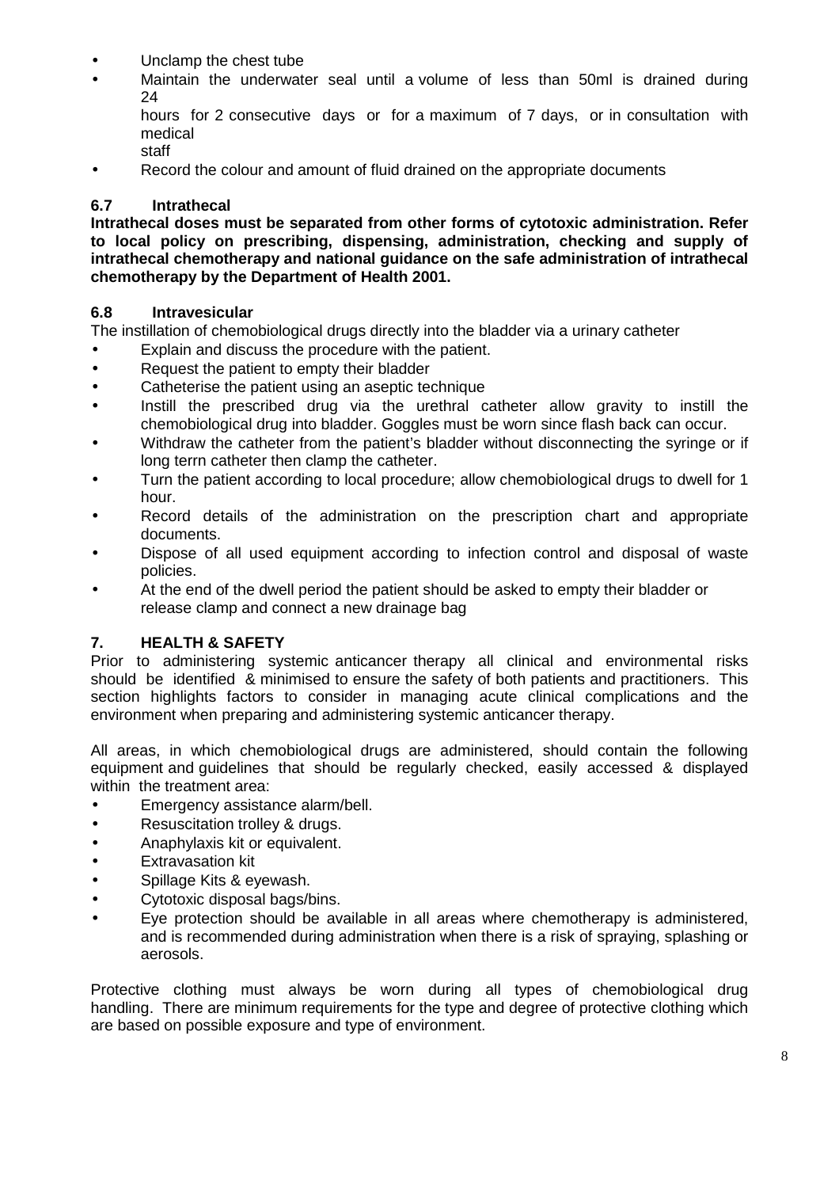- Unclamp the chest tube
- Maintain the underwater seal until a volume of less than 50ml is drained during 24 hours for 2 consecutive days or for a maximum of 7 days, or in consultation with medical staff
- Record the colour and amount of fluid drained on the appropriate documents

### 6.7 Intrathecal

**Intrathecal doses must be separated from other forms of cytotoxic administration. Refer to local policy on prescribing, dispensing, administration, checking and supply of intrathecal chemotherapy and national guidance on the safe administration of intrathecal chemotherapy by the Department of Health 2001.**

### 6.8 Intravesicular

The instillation of chemobiological drugs directly into the bladder via a urinary catheter

- Explain and discuss the procedure with the patient.
- Request the patient to empty their bladder
- Catheterise the patient using an aseptic technique
- Instill the prescribed drug via the urethral catheter allow gravity to instill the chemobiological drug into bladder. Goggles must be worn since flash back can occur.
- Withdraw the catheter from the patient's bladder without disconnecting the syringe or if long terrn catheter then clamp the catheter.
- Turn the patient according to local procedure; allow chemobiological drugs to dwell for 1 hour.
- Record details of the administration on the prescription chart and appropriate documents.
- Dispose of all used equipment according to infection control and disposal of waste policies.
- At the end of the dwell period the patient should be asked to empty their bladder or release clamp and connect a new drainage bag

## 7. HEALTH & SAFETY

Prior to administering systemic anticancer therapy all clinical and environmental risks should be identified & minimised to ensure the safety of both patients and practitioners. This section highlights factors to consider in managing acute clinical complications and the environment when preparing and administering systemic anticancer therapy.

All areas, in which chemobiological drugs are administered, should contain the following equipment and guidelines that should be regularly checked, easily accessed & displayed within the treatment area:

- Emergency assistance alarm/bell.
- Resuscitation trolley & drugs.
- Anaphylaxis kit or equivalent.
- Extravasation kit
- Spillage Kits & eyewash.
- Cytotoxic disposal bags/bins.
- Eye protection should be available in all areas where chemotherapy is administered, and is recommended during administration when there is a risk of spraying, splashing or aerosols.

Protective clothing must always be worn during all types of chemobiological drug handling. There are minimum requirements for the type and degree of protective clothing which are based on possible exposure and type of environment.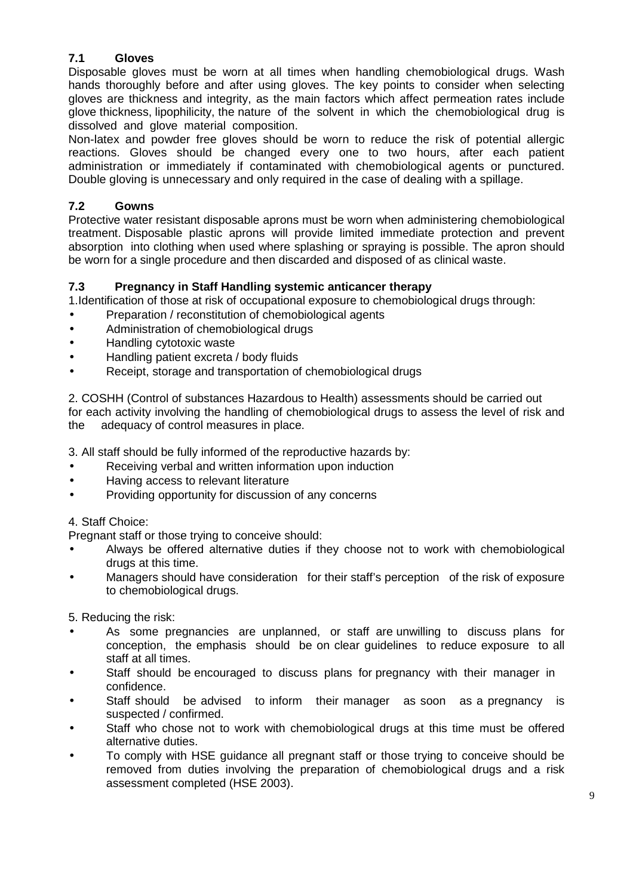### 7.1 Gloves

Disposable gloves must be worn at all times when handling chemobiological drugs. Wash hands thoroughly before and after using gloves. The key points to consider when selecting gloves are thickness and integrity, as the main factors which affect permeation rates include glove thickness, lipophilicity, the nature of the solvent in which the chemobiological drug is dissolved and glove material composition.

Non-latex and powder free gloves should be worn to reduce the risk of potential allergic reactions. Gloves should be changed every one to two hours, after each patient administration or immediately if contaminated with chemobiological agents or punctured. Double gloving is unnecessary and only required in the case of dealing with a spillage.

### 7.2 Gowns

Protective water resistant disposable aprons must be worn when administering chemobiological treatment. Disposable plastic aprons will provide limited immediate protection and prevent absorption into clothing when used where splashing or spraying is possible. The apron should be worn for a single procedure and then discarded and disposed of as clinical waste.

### 7.3 Pregnancy in Staff Handling systemic anticancer therapy

1. Identification of those at risk of occupational exposure to chemobiological drugs through:

- Preparation / reconstitution of chemobiological agents
- Administration of chemobiological drugs
- Handling cytotoxic waste
- Handling patient excreta / body fluids
- Receipt, storage and transportation of chemobiological drugs

2. COSHH (Control of substances Hazardous to Health) assessments should be carried out for each activity involving the handling of chemobiological drugs to assess the level of risk and the adequacy of control measures in place.

3. All staff should be fully informed of the reproductive hazards by:

- Receiving verbal and written information upon induction
- Having access to relevant literature
- Providing opportunity for discussion of any concerns

4. Staff Choice:

Pregnant staff or those trying to conceive should:

- Always be offered alternative duties if they choose not to work with chemobiological drugs at this time.
- Managers should have consideration for their staff's perception of the risk of exposure to chemobiological drugs.

5. Reducing the risk:

- As some pregnancies are unplanned, or staff are unwilling to discuss plans for conception, the emphasis should be on clear guidelines to reduce exposure to all staff at all times.
- Staff should be encouraged to discuss plans for pregnancy with their manager in confidence.
- Staff should be advised to inform their manager as soon as a pregnancy is suspected / confirmed.
- Staff who chose not to work with chemobiological drugs at this time must be offered alternative duties.
- To comply with HSE guidance all pregnant staff or those trying to conceive should be removed from duties involving the preparation of chemobiological drugs and a risk assessment completed (HSE 2003).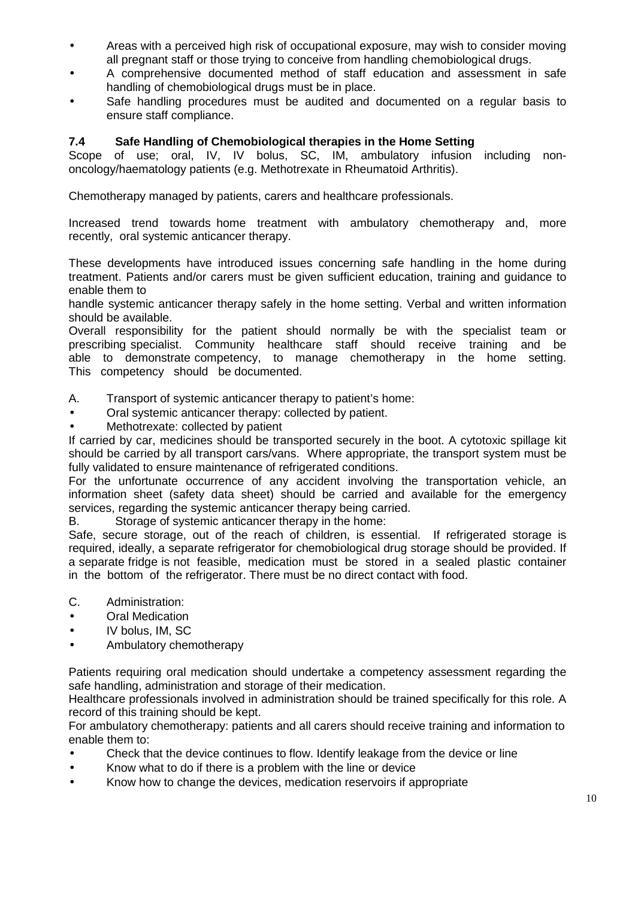- Areas with a perceived high risk of occupational exposure, may wish to consider moving all pregnant staff or those trying to conceive from handling chemobiological drugs.
- A comprehensive documented method of staff education and assessment in safe handling of chemobiological drugs must be in place.
- Safe handling procedures must be audited and documented on a regular basis to ensure staff compliance.

### 7.4 Safe Handling of Chemobiological therapies in the Home Setting

Scope of use; oral, IV, IV bolus, SC, IM, ambulatory infusion including non-oncology/haematology patients (e.g. Methotrexate in Rheumatoid Arthritis).

Chemotherapy managed by patients, carers and healthcare professionals.

Increased trend towards home treatment with ambulatory chemotherapy and, more recently, oral systemic anticancer therapy.

These developments have introduced issues concerning safe handling in the home during treatment. Patients and/or carers must be given sufficient education, training and guidance to enable them to handle systemic anticancer therapy safely in the home setting. Verbal and written information should be available.

Overall responsibility for the patient should normally be with the specialist team or prescribing specialist. Community healthcare staff should receive training and be able to demonstrate competency, to manage chemotherapy in the home setting. This competency should be documented.

A. Transport of systemic anticancer therapy to patient's home:

- Oral systemic anticancer therapy: collected by patient.
- Methotrexate: collected by patient

If carried by car, medicines should be transported securely in the boot. A cytotoxic spillage kit should be carried by all transport cars/vans. Where appropriate, the transport system must be fully validated to ensure maintenance of refrigerated conditions.

For the unfortunate occurrence of any accident involving the transportation vehicle, an information sheet (safety data sheet) should be carried and available for the emergency services, regarding the systemic anticancer therapy being carried.

B. Storage of systemic anticancer therapy in the home:

Safe, secure storage, out of the reach of children, is essential. If refrigerated storage is required, ideally, a separate refrigerator for chemobiological drug storage should be provided. If a separate fridge is not feasible, medication must be stored in a sealed plastic container in the bottom of the refrigerator. There must be no direct contact with food.

C. Administration:

- Oral Medication
- IV bolus, IM, SC
- Ambulatory chemotherapy

Patients requiring oral medication should undertake a competency assessment regarding the safe handling, administration and storage of their medication.

Healthcare professionals involved in administration should be trained specifically for this role. A record of this training should be kept.

For ambulatory chemotherapy: patients and all carers should receive training and information to enable them to:

- Check that the device continues to flow. Identify leakage from the device or line
- Know what to do if there is a problem with the line or device
- Know how to change the devices, medication reservoirs if appropriate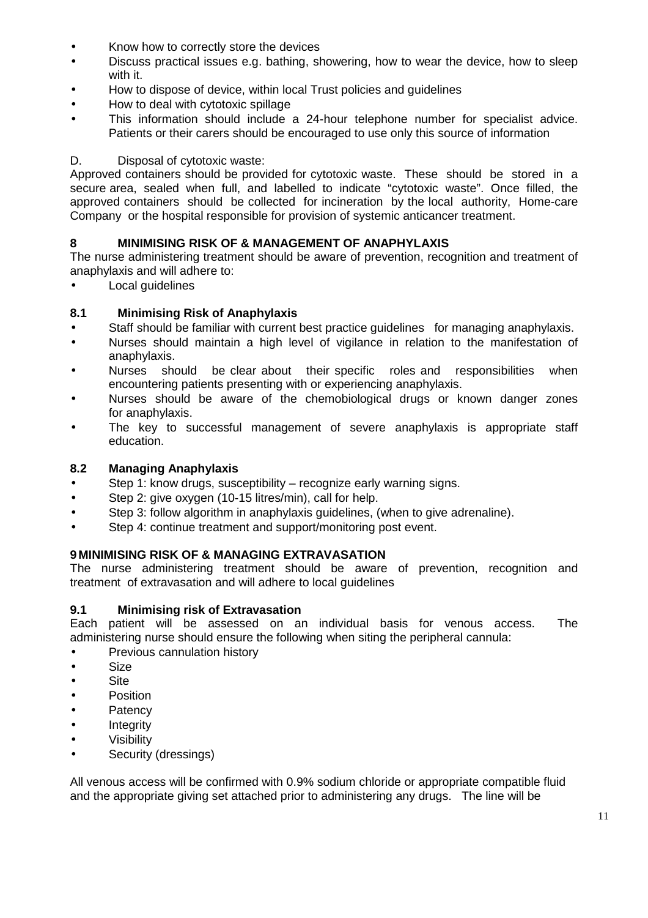- Know how to correctly store the devices
- Discuss practical issues e.g. bathing, showering, how to wear the device, how to sleep with it.
- How to dispose of device, within local Trust policies and guidelines
- How to deal with cytotoxic spillage
- This information should include a 24-hour telephone number for specialist advice. Patients or their carers should be encouraged to use only this source of information

D. Disposal of cytotoxic waste:

Approved containers should be provided for cytotoxic waste. These should be stored in a secure area, sealed when full, and labelled to indicate "cytotoxic waste". Once filled, the approved containers should be collected for incineration by the local authority, Home-care Company or the hospital responsible for provision of systemic anticancer treatment.

## 8 MINIMISING RISK OF & MANAGEMENT OF ANAPHYLAXIS

The nurse administering treatment should be aware of prevention, recognition and treatment of anaphylaxis and will adhere to:

- Local guidelines

### 8.1 Minimising Risk of Anaphylaxis

- Staff should be familiar with current best practice guidelines for managing anaphylaxis.
- Nurses should maintain a high level of vigilance in relation to the manifestation of anaphylaxis.
- Nurses should be clear about their specific roles and responsibilities when encountering patients presenting with or experiencing anaphylaxis.
- Nurses should be aware of the chemobiological drugs or known danger zones for anaphylaxis.
- The key to successful management of severe anaphylaxis is appropriate staff education.

### 8.2 Managing Anaphylaxis

- Step 1: know drugs, susceptibility – recognize early warning signs.
- Step 2: give oxygen (10-15 litres/min), call for help.
- Step 3: follow algorithm in anaphylaxis guidelines, (when to give adrenaline).
- Step 4: continue treatment and support/monitoring post event.

## 9 MINIMISING RISK OF & MANAGING EXTRAVASATION

The nurse administering treatment should be aware of prevention, recognition and treatment of extravasation and will adhere to local guidelines

### 9.1 Minimising risk of Extravasation

Each patient will be assessed on an individual basis for venous access. The administering nurse should ensure the following when siting the peripheral cannula:

- Previous cannulation history
- Size
- Site
- Position
- Patency
- Integrity
- Visibility
- Security (dressings)

All venous access will be confirmed with 0.9% sodium chloride or appropriate compatible fluid and the appropriate giving set attached prior to administering any drugs. The line will be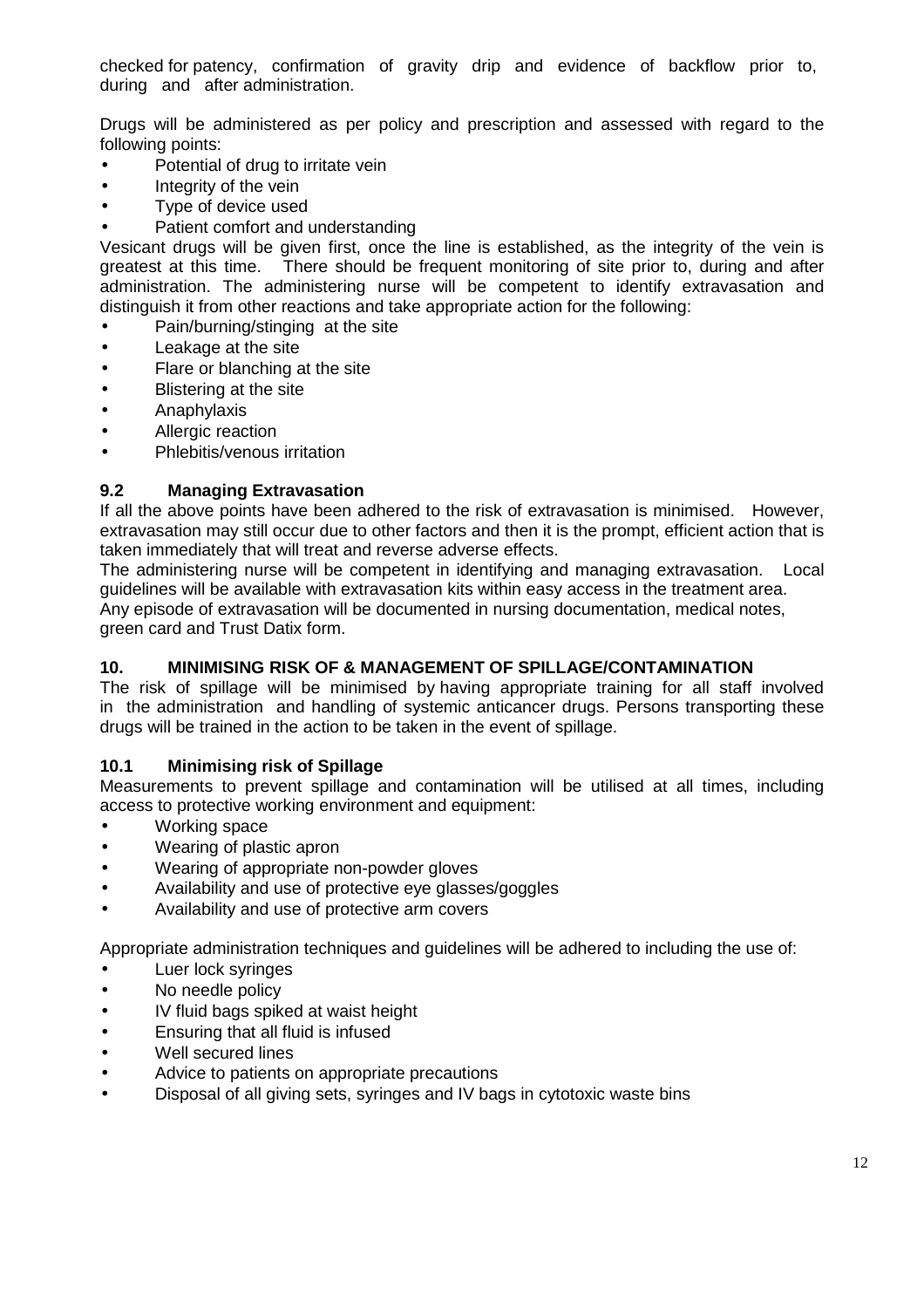checked for patency, confirmation of gravity drip and evidence of backflow prior to, during and after administration.

Drugs will be administered as per policy and prescription and assessed with regard to the following points:

- Potential of drug to irritate vein
- Integrity of the vein
- Type of device used
- Patient comfort and understanding

Vesicant drugs will be given first, once the line is established, as the integrity of the vein is greatest at this time. There should be frequent monitoring of site prior to, during and after administration. The administering nurse will be competent to identify extravasation and distinguish it from other reactions and take appropriate action for the following:

- Pain/burning/stinging at the site
- Leakage at the site
- Flare or blanching at the site
- Blistering at the site
- Anaphylaxis
- Allergic reaction
- Phlebitis/venous irritation

### 9.2 Managing Extravasation

If all the above points have been adhered to the risk of extravasation is minimised. However, extravasation may still occur due to other factors and then it is the prompt, efficient action that is taken immediately that will treat and reverse adverse effects.

The administering nurse will be competent in identifying and managing extravasation. Local guidelines will be available with extravasation kits within easy access in the treatment area.

Any episode of extravasation will be documented in nursing documentation, medical notes, green card and Trust Datix form.

## 10. MINIMISING RISK OF & MANAGEMENT OF SPILLAGE/CONTAMINATION

The risk of spillage will be minimised by having appropriate training for all staff involved in the administration and handling of systemic anticancer drugs. Persons transporting these drugs will be trained in the action to be taken in the event of spillage.

### 10.1 Minimising risk of Spillage

Measurements to prevent spillage and contamination will be utilised at all times, including access to protective working environment and equipment:

- Working space
- Wearing of plastic apron
- Wearing of appropriate non-powder gloves
- Availability and use of protective eye glasses/goggles
- Availability and use of protective arm covers

Appropriate administration techniques and guidelines will be adhered to including the use of:

- Luer lock syringes
- No needle policy
- IV fluid bags spiked at waist height
- Ensuring that all fluid is infused
- Well secured lines
- Advice to patients on appropriate precautions
- Disposal of all giving sets, syringes and IV bags in cytotoxic waste bins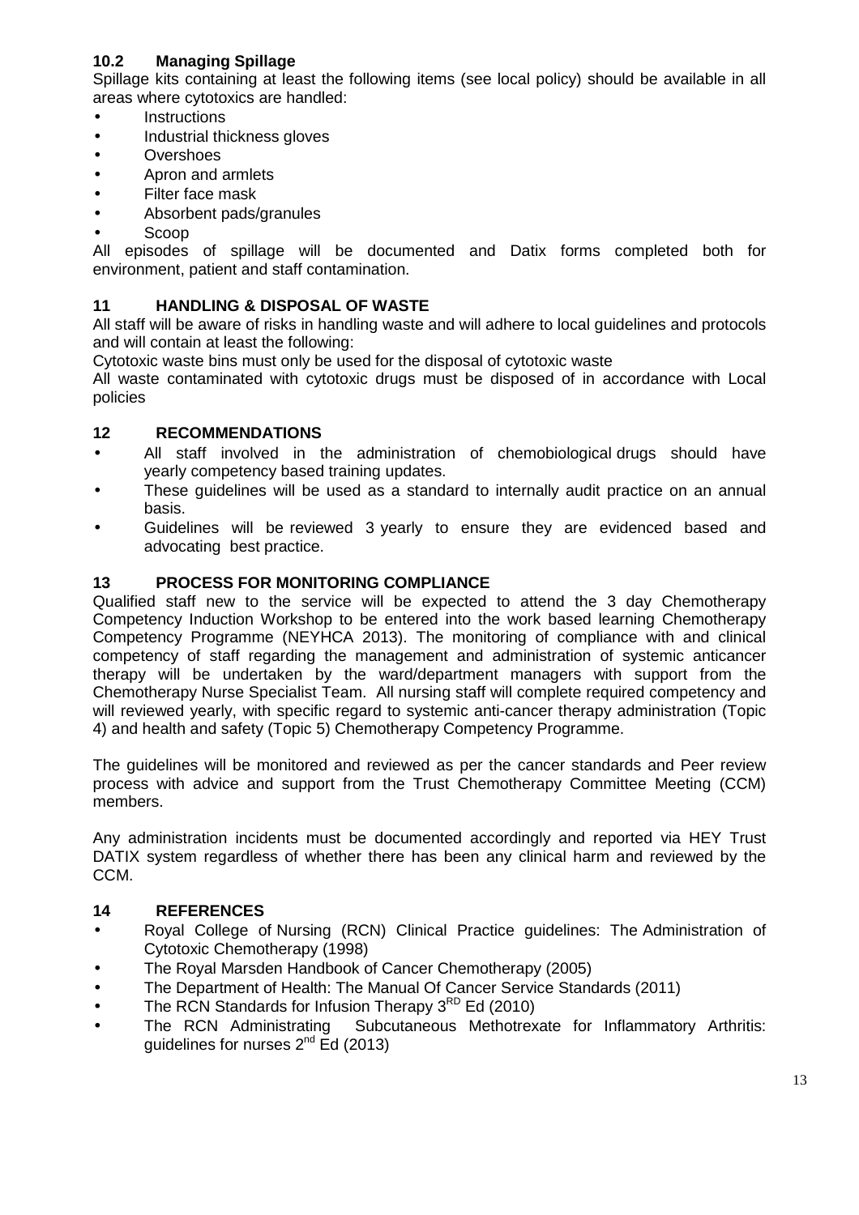### 10.2 Managing Spillage

Spillage kits containing at least the following items (see local policy) should be available in all areas where cytotoxics are handled:

- Instructions
- Industrial thickness gloves
- Overshoes
- Apron and armlets
- Filter face mask
- Absorbent pads/granules
- Scoop

All episodes of spillage will be documented and Datix forms completed both for environment, patient and staff contamination.

## 11 HANDLING & DISPOSAL OF WASTE

All staff will be aware of risks in handling waste and will adhere to local guidelines and protocols and will contain at least the following:

Cytotoxic waste bins must only be used for the disposal of cytotoxic waste

All waste contaminated with cytotoxic drugs must be disposed of in accordance with Local policies

## 12 RECOMMENDATIONS

- All staff involved in the administration of chemobiological drugs should have yearly competency based training updates.
- These guidelines will be used as a standard to internally audit practice on an annual basis.
- Guidelines will be reviewed 3 yearly to ensure they are evidenced based and advocating best practice.

## 13 PROCESS FOR MONITORING COMPLIANCE

Qualified staff new to the service will be expected to attend the 3 day Chemotherapy Competency Induction Workshop to be entered into the work based learning Chemotherapy Competency Programme (NEYHCA 2013). The monitoring of compliance with and clinical competency of staff regarding the management and administration of systemic anticancer therapy will be undertaken by the ward/department managers with support from the Chemotherapy Nurse Specialist Team. All nursing staff will complete required competency and will reviewed yearly, with specific regard to systemic anti-cancer therapy administration (Topic 4) and health and safety (Topic 5) Chemotherapy Competency Programme.

The guidelines will be monitored and reviewed as per the cancer standards and Peer review process with advice and support from the Trust Chemotherapy Committee Meeting (CCM) members.

Any administration incidents must be documented accordingly and reported via HEY Trust DATIX system regardless of whether there has been any clinical harm and reviewed by the CCM.

## 14 REFERENCES

- Royal College of Nursing (RCN) Clinical Practice guidelines: The Administration of Cytotoxic Chemotherapy (1998)
- The Royal Marsden Handbook of Cancer Chemotherapy (2005)
- The Department of Health: The Manual Of Cancer Service Standards (2011)
- The RCN Standards for Infusion Therapy 3RD Ed (2010)
- The RCN Administrating Subcutaneous Methotrexate for Inflammatory Arthritis: guidelines for nurses 2nd Ed (2013)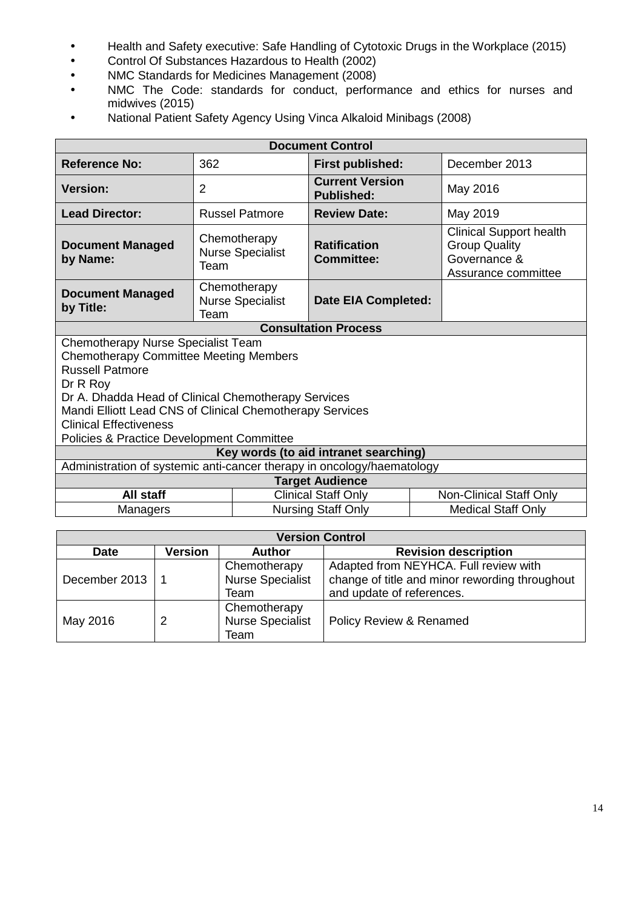- Health and Safety executive: Safe Handling of Cytotoxic Drugs in the Workplace (2015)
- Control Of Substances Hazardous to Health (2002)
- NMC Standards for Medicines Management (2008)
- NMC The Code: standards for conduct, performance and ethics for nurses and midwives (2015)
- National Patient Safety Agency Using Vinca Alkaloid Minibags (2008)

| Document Control | | | |
|---|---|---|---|
| **Reference No:** | 362 | **First published:** | December 2013 |
| **Version:** | 2 | **Current Version Published:** | May 2016 |
| **Lead Director:** | Russel Patmore | **Review Date:** | May 2019 |
| **Document Managed by Name:** | Chemotherapy Nurse Specialist Team | **Ratification Committee:** | Clinical Support health Group Quality Governance & Assurance committee |
| **Document Managed by Title:** | Chemotherapy Nurse Specialist Team | **Date EIA Completed:** | |

| Consultation Process |
|---|
| Chemotherapy Nurse Specialist Team<br>Chemotherapy Committee Meeting Members<br>Russell Patmore<br>Dr R Roy<br>Dr A. Dhadda Head of Clinical Chemotherapy Services<br>Mandi Elliott Lead CNS of Clinical Chemotherapy Services<br>Clinical Effectiveness<br>Policies & Practice Development Committee |

| Key words (to aid intranet searching) |
|---|
| Administration of systemic anti-cancer therapy in oncology/haematology |

| Target Audience | | |
|---|---|---|
| **All staff** | Clinical Staff Only | Non-Clinical Staff Only |
| Managers | Nursing Staff Only | Medical Staff Only |

| Version Control | | | |
|---|---|---|---|
| **Date** | **Version** | **Author** | **Revision description** |
| December 2013 | 1 | Chemotherapy Nurse Specialist Team | Adapted from NEYHCA. Full review with change of title and minor rewording throughout and update of references. |
| May 2016 | 2 | Chemotherapy Nurse Specialist Team | Policy Review & Renamed |